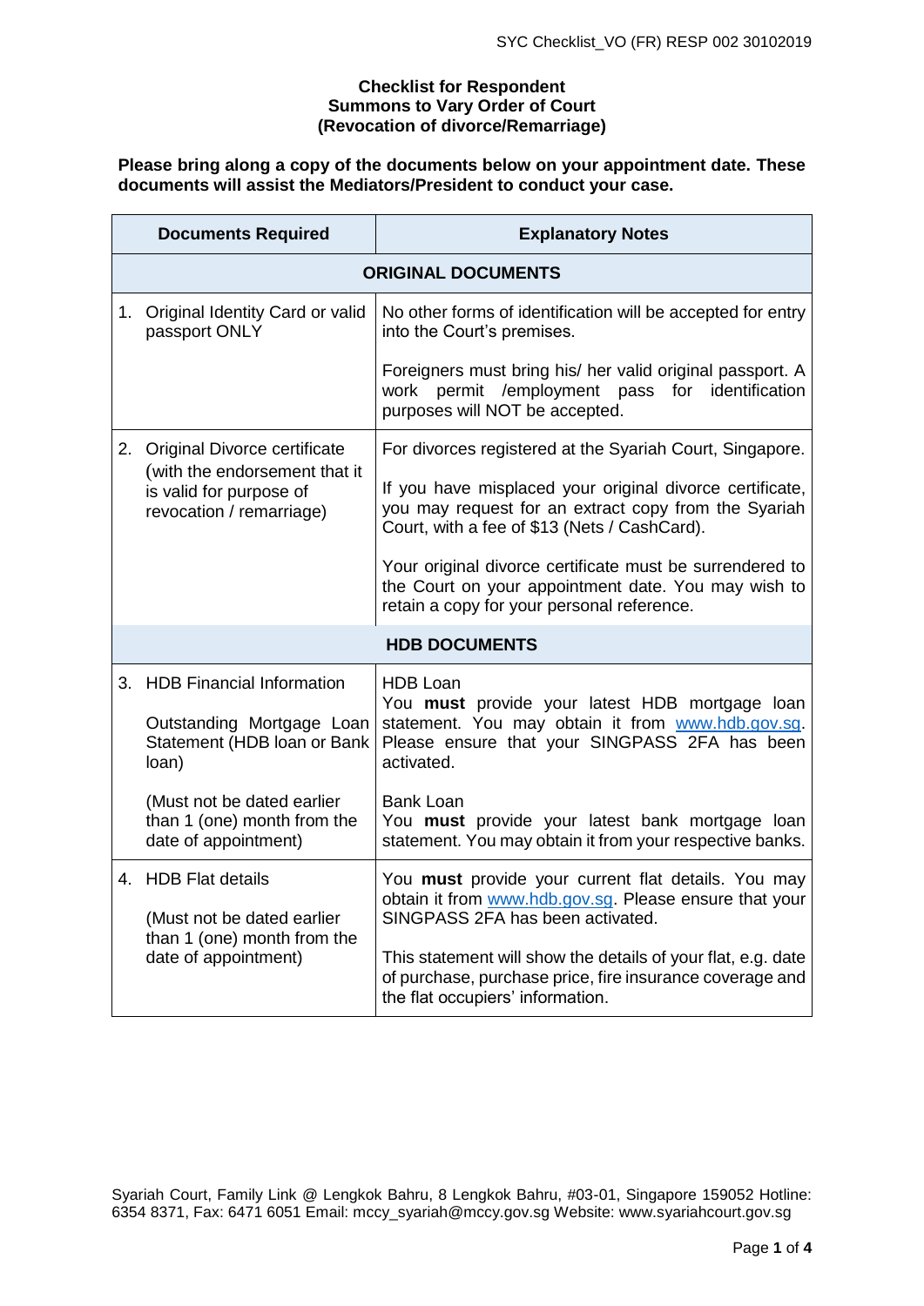**Checklist for Respondent**
**Summons to Vary Order of Court**
**(Revocation of divorce/Remarriage)**

**Please bring along a copy of the documents below on your appointment date. These documents will assist the Mediators/President to conduct your case.**

| Documents Required | Explanatory Notes |
|---|---|
| **ORIGINAL DOCUMENTS** | |
| 1. Original Identity Card or valid passport ONLY | No other forms of identification will be accepted for entry into the Court's premises.<br><br>Foreigners must bring his/ her valid original passport. A work permit /employment pass for identification purposes will NOT be accepted. |
| 2. Original Divorce certificate (with the endorsement that it is valid for purpose of revocation / remarriage) | For divorces registered at the Syariah Court, Singapore.<br><br>If you have misplaced your original divorce certificate, you may request for an extract copy from the Syariah Court, with a fee of $13 (Nets / CashCard).<br><br>Your original divorce certificate must be surrendered to the Court on your appointment date. You may wish to retain a copy for your personal reference. |
| **HDB DOCUMENTS** | |
| 3. HDB Financial Information<br><br>Outstanding Mortgage Loan Statement (HDB loan or Bank loan)<br><br>(Must not be dated earlier than 1 (one) month from the date of appointment) | HDB Loan<br>You **must** provide your latest HDB mortgage loan statement. You may obtain it from www.hdb.gov.sg. Please ensure that your SINGPASS 2FA has been activated.<br><br>Bank Loan<br>You **must** provide your latest bank mortgage loan statement. You may obtain it from your respective banks. |
| 4. HDB Flat details<br><br>(Must not be dated earlier than 1 (one) month from the date of appointment) | You **must** provide your current flat details. You may obtain it from www.hdb.gov.sg. Please ensure that your SINGPASS 2FA has been activated.<br><br>This statement will show the details of your flat, e.g. date of purchase, purchase price, fire insurance coverage and the flat occupiers' information. |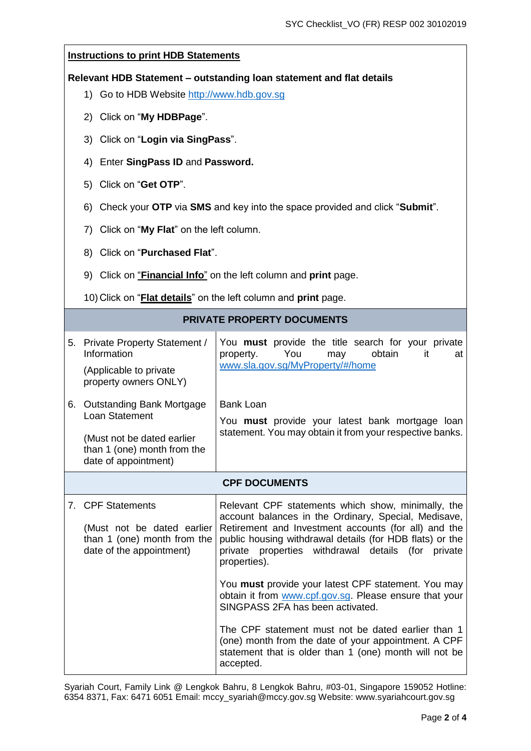**Instructions to print HDB Statements**

**Relevant HDB Statement – outstanding loan statement and flat details**

1) Go to HDB Website http://www.hdb.gov.sg
2) Click on "**My HDBPage**".
3) Click on "**Login via SingPass**".
4) Enter **SingPass ID** and **Password.**
5) Click on "**Get OTP**".
6) Check your **OTP** via **SMS** and key into the space provided and click "**Submit**".
7) Click on "**My Flat**" on the left column.
8) Click on "**Purchased Flat**".
9) Click on "**Financial Info**" on the left column and **print** page.
10) Click on "**Flat details**" on the left column and **print** page.

| **PRIVATE PROPERTY DOCUMENTS** | |
|---|---|
| 5. Private Property Statement / Information<br><br>(Applicable to private property owners ONLY) | You **must** provide the title search for your private property. You may obtain it at www.sla.gov.sg/MyProperty/#/home |
| 6. Outstanding Bank Mortgage Loan Statement<br><br>(Must not be dated earlier than 1 (one) month from the date of appointment) | Bank Loan<br><br>You **must** provide your latest bank mortgage loan statement. You may obtain it from your respective banks. |
| **CPF DOCUMENTS** | |
| 7. CPF Statements<br><br>(Must not be dated earlier than 1 (one) month from the date of the appointment) | Relevant CPF statements which show, minimally, the account balances in the Ordinary, Special, Medisave, Retirement and Investment accounts (for all) and the public housing withdrawal details (for HDB flats) or the private properties withdrawal details (for private properties).<br><br>You **must** provide your latest CPF statement. You may obtain it from www.cpf.gov.sg. Please ensure that your SINGPASS 2FA has been activated.<br><br>The CPF statement must not be dated earlier than 1 (one) month from the date of your appointment. A CPF statement that is older than 1 (one) month will not be accepted. |

Syariah Court, Family Link @ Lengkok Bahru, 8 Lengkok Bahru, #03-01, Singapore 159052 Hotline: 6354 8371, Fax: 6471 6051 Email: mccy_syariah@mccy.gov.sg Website: www.syariahcourt.gov.sg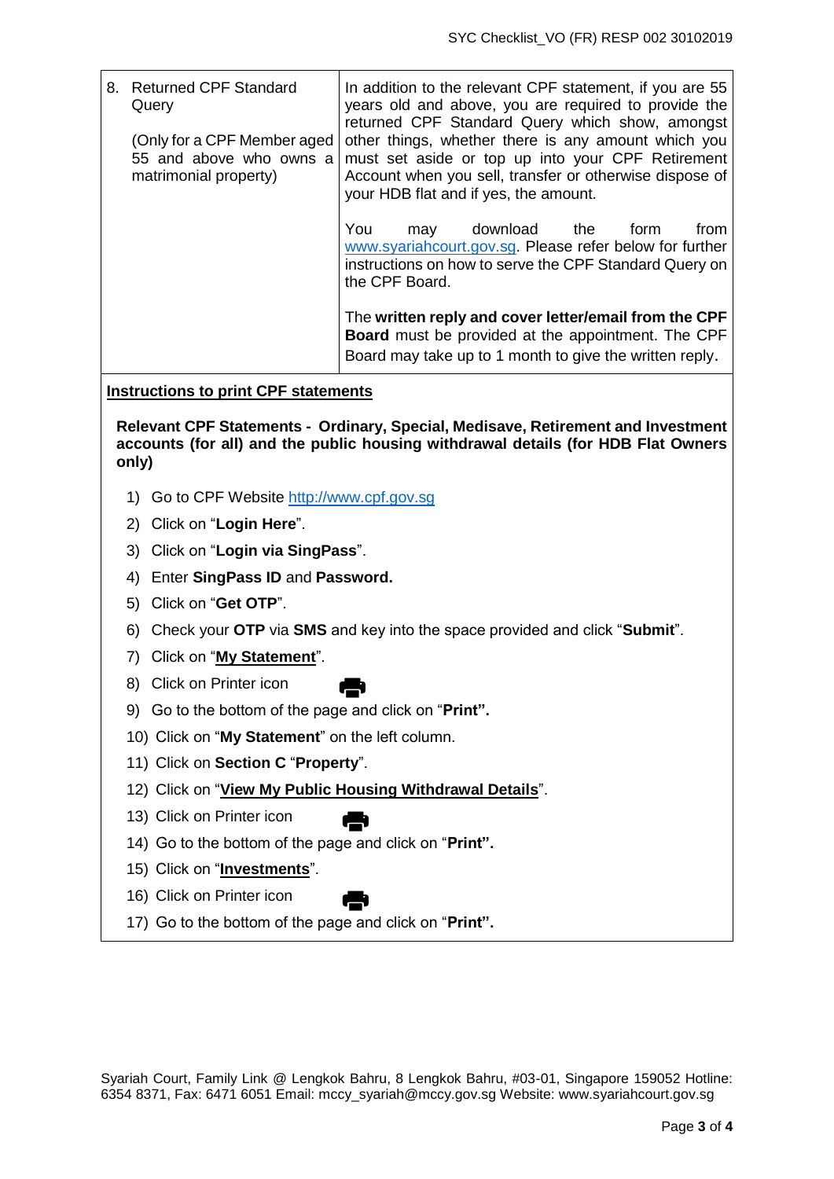| | |
|---|---|
| 8. Returned CPF Standard Query<br><br>(Only for a CPF Member aged 55 and above who owns a matrimonial property) | In addition to the relevant CPF statement, if you are 55 years old and above, you are required to provide the returned CPF Standard Query which show, amongst other things, whether there is any amount which you must set aside or top up into your CPF Retirement Account when you sell, transfer or otherwise dispose of your HDB flat and if yes, the amount.<br><br>You may download the form from www.syariahcourt.gov.sg. Please refer below for further instructions on how to serve the CPF Standard Query on the CPF Board.<br><br>The **written reply and cover letter/email from the CPF Board** must be provided at the appointment. The CPF Board may take up to 1 month to give the written reply. |

**Instructions to print CPF statements**

**Relevant CPF Statements - Ordinary, Special, Medisave, Retirement and Investment accounts (for all) and the public housing withdrawal details (for HDB Flat Owners only)**

1) Go to CPF Website http://www.cpf.gov.sg
2) Click on "**Login Here**".
3) Click on "**Login via SingPass**".
4) Enter **SingPass ID** and **Password.**
5) Click on "**Get OTP**".
6) Check your **OTP** via **SMS** and key into the space provided and click "**Submit**".
7) Click on "**My Statement**".
8) Click on Printer icon
9) Go to the bottom of the page and click on "**Print".**
10) Click on "**My Statement**" on the left column.
11) Click on **Section C** "**Property**".
12) Click on "**View My Public Housing Withdrawal Details**".
13) Click on Printer icon
14) Go to the bottom of the page and click on "**Print".**
15) Click on "**Investments**".
16) Click on Printer icon
17) Go to the bottom of the page and click on "**Print".**

Syariah Court, Family Link @ Lengkok Bahru, 8 Lengkok Bahru, #03-01, Singapore 159052 Hotline: 6354 8371, Fax: 6471 6051 Email: mccy_syariah@mccy.gov.sg Website: www.syariahcourt.gov.sg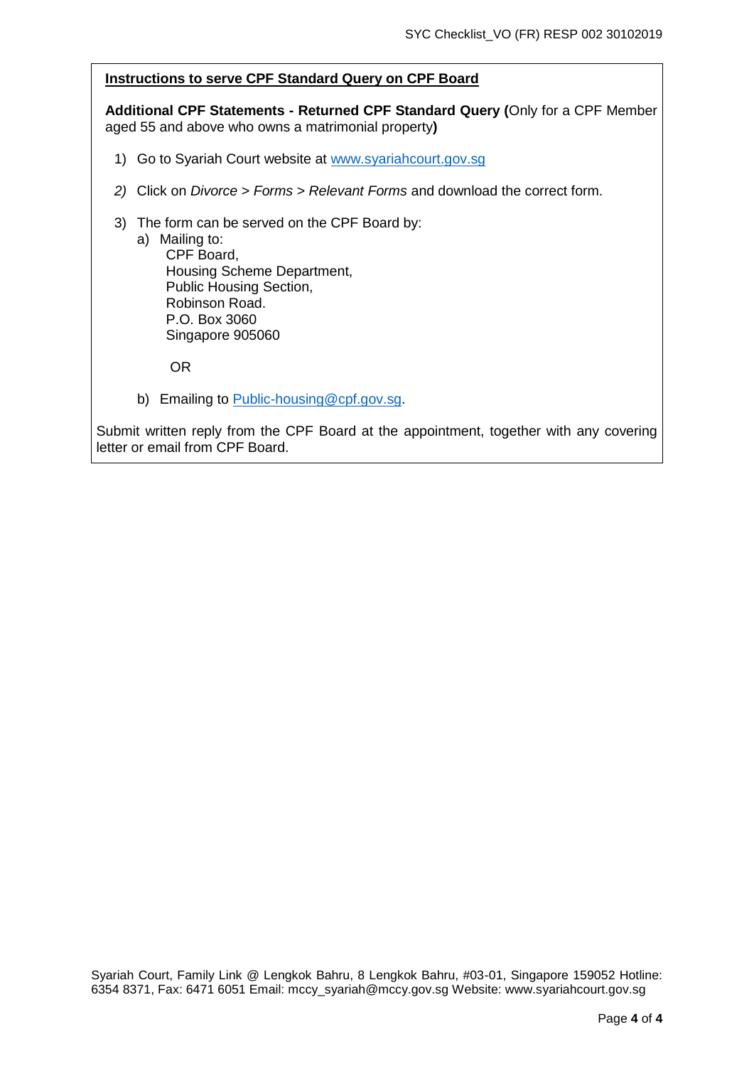**Instructions to serve CPF Standard Query on CPF Board**

**Additional CPF Statements - Returned CPF Standard Query (**Only for a CPF Member aged 55 and above who owns a matrimonial property**)**

1) Go to Syariah Court website at [www.syariahcourt.gov.sg](http://www.syariahcourt.gov.sg)

2) Click on *Divorce* > *Forms* > *Relevant Forms* and download the correct form.

3) The form can be served on the CPF Board by:
   a) Mailing to:
      CPF Board,
      Housing Scheme Department,
      Public Housing Section,
      Robinson Road.
      P.O. Box 3060
      Singapore 905060

      OR

   b) Emailing to [Public-housing@cpf.gov.sg](mailto:Public-housing@cpf.gov.sg).

Submit written reply from the CPF Board at the appointment, together with any covering letter or email from CPF Board.

Syariah Court, Family Link @ Lengkok Bahru, 8 Lengkok Bahru, #03-01, Singapore 159052 Hotline: 6354 8371, Fax: 6471 6051 Email: mccy_syariah@mccy.gov.sg Website: www.syariahcourt.gov.sg